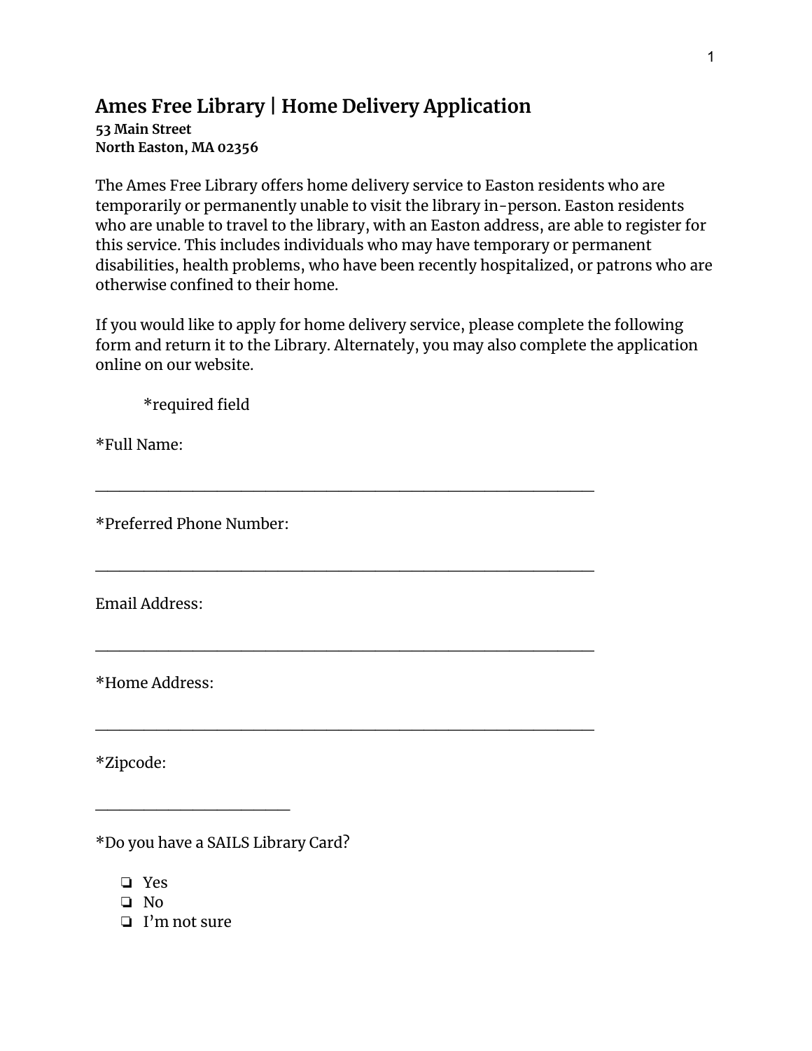# Ames Free Library | Home Delivery Application

**53 Main Street**
**North Easton, MA 02356**

The Ames Free Library offers home delivery service to Easton residents who are temporarily or permanently unable to visit the library in-person. Easton residents who are unable to travel to the library, with an Easton address, are able to register for this service. This includes individuals who may have temporary or permanent disabilities, health problems, who have been recently hospitalized, or patrons who are otherwise confined to their home.

If you would like to apply for home delivery service, please complete the following form and return it to the Library. Alternately, you may also complete the application online on our website.

*required field

*Full Name:

_______________________________________________________________

*Preferred Phone Number:

_______________________________________________________________

Email Address:

_______________________________________________________________

*Home Address:

_______________________________________________________________

*Zipcode:

_________________________

*Do you have a SAILS Library Card?

- ❏ Yes
- ❏ No
- ❏ I'm not sure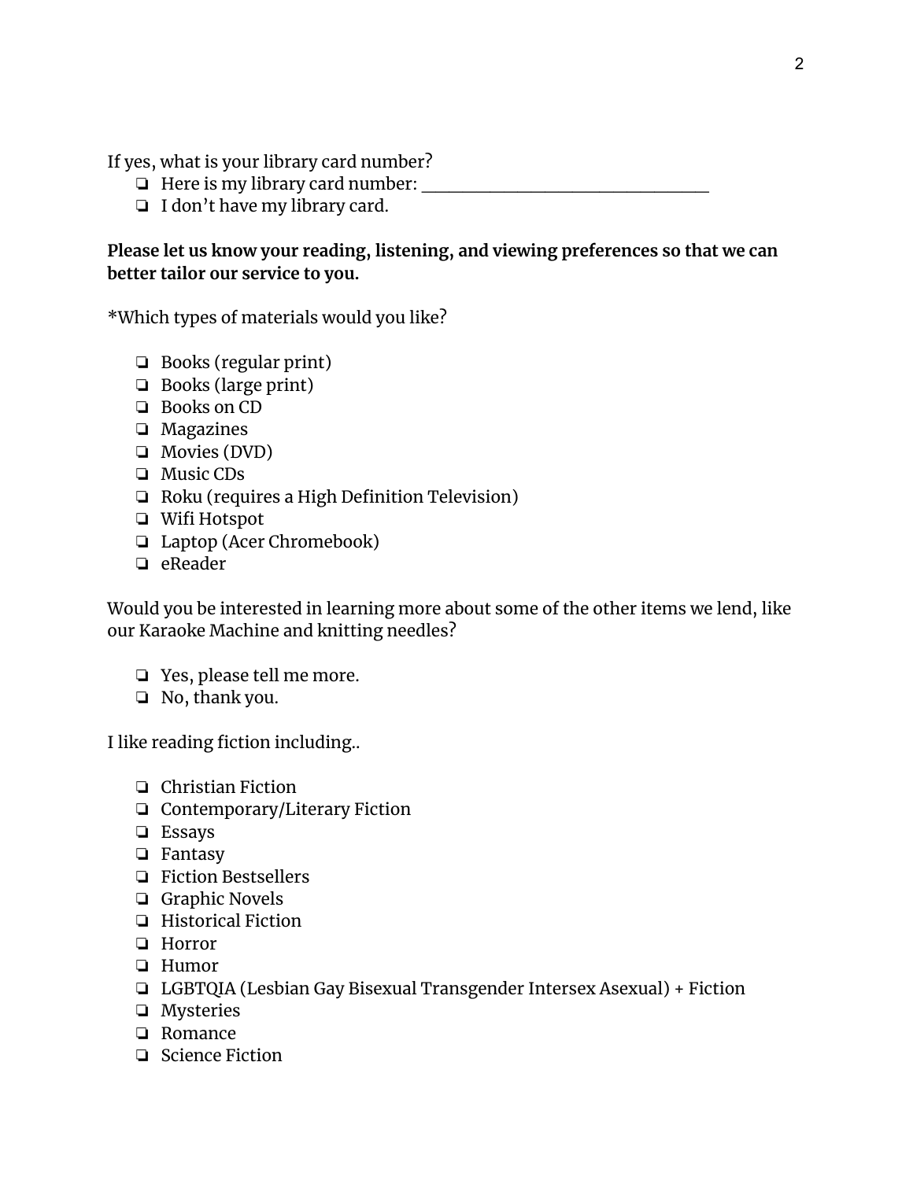If yes, what is your library card number?

- ❏ Here is my library card number: ________________________________
- ❏ I don't have my library card.

**Please let us know your reading, listening, and viewing preferences so that we can better tailor our service to you.**

*Which types of materials would you like?

- ❏ Books (regular print)
- ❏ Books (large print)
- ❏ Books on CD
- ❏ Magazines
- ❏ Movies (DVD)
- ❏ Music CDs
- ❏ Roku (requires a High Definition Television)
- ❏ Wifi Hotspot
- ❏ Laptop (Acer Chromebook)
- ❏ eReader

Would you be interested in learning more about some of the other items we lend, like our Karaoke Machine and knitting needles?

- ❏ Yes, please tell me more.
- ❏ No, thank you.

I like reading fiction including..

- ❏ Christian Fiction
- ❏ Contemporary/Literary Fiction
- ❏ Essays
- ❏ Fantasy
- ❏ Fiction Bestsellers
- ❏ Graphic Novels
- ❏ Historical Fiction
- ❏ Horror
- ❏ Humor
- ❏ LGBTQIA (Lesbian Gay Bisexual Transgender Intersex Asexual) + Fiction
- ❏ Mysteries
- ❏ Romance
- ❏ Science Fiction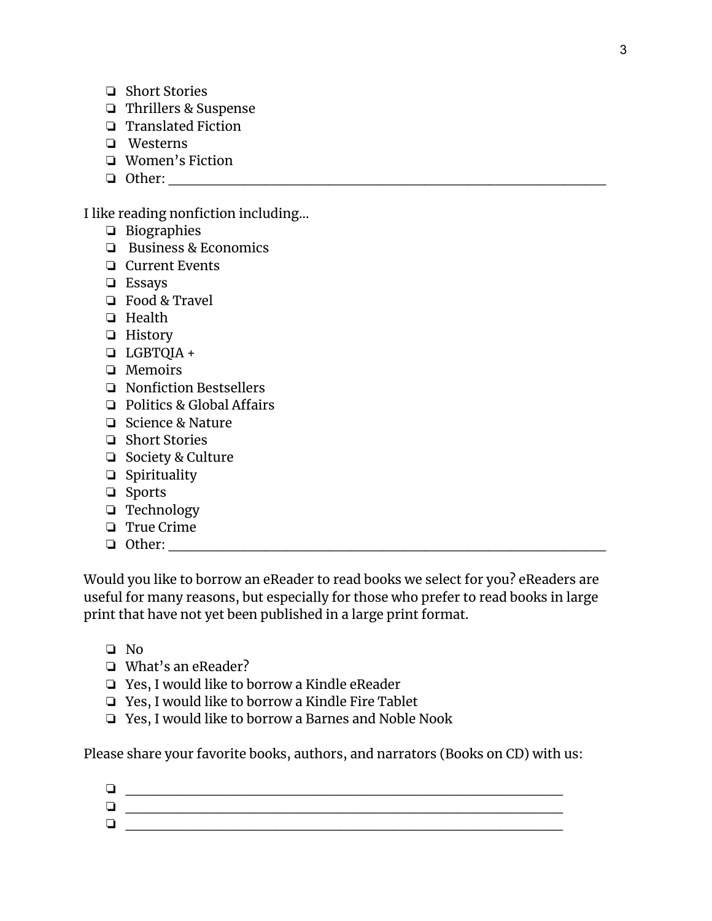- ❏ Short Stories
- ❏ Thrillers & Suspense
- ❏ Translated Fiction
- ❏ Westerns
- ❏ Women's Fiction
- ❏ Other: ______________________________________________________________

I like reading nonfiction including...

- ❏ Biographies
- ❏ Business & Economics
- ❏ Current Events
- ❏ Essays
- ❏ Food & Travel
- ❏ Health
- ❏ History
- ❏ LGBTQIA +
- ❏ Memoirs
- ❏ Nonfiction Bestsellers
- ❏ Politics & Global Affairs
- ❏ Science & Nature
- ❏ Short Stories
- ❏ Society & Culture
- ❏ Spirituality
- ❏ Sports
- ❏ Technology
- ❏ True Crime
- ❏ Other: ______________________________________________________________

Would you like to borrow an eReader to read books we select for you? eReaders are useful for many reasons, but especially for those who prefer to read books in large print that have not yet been published in a large print format.

- ❏ No
- ❏ What's an eReader?
- ❏ Yes, I would like to borrow a Kindle eReader
- ❏ Yes, I would like to borrow a Kindle Fire Tablet
- ❏ Yes, I would like to borrow a Barnes and Noble Nook

Please share your favorite books, authors, and narrators (Books on CD) with us:

- ❏ ______________________________________________________________
- ❏ ______________________________________________________________
- ❏ ______________________________________________________________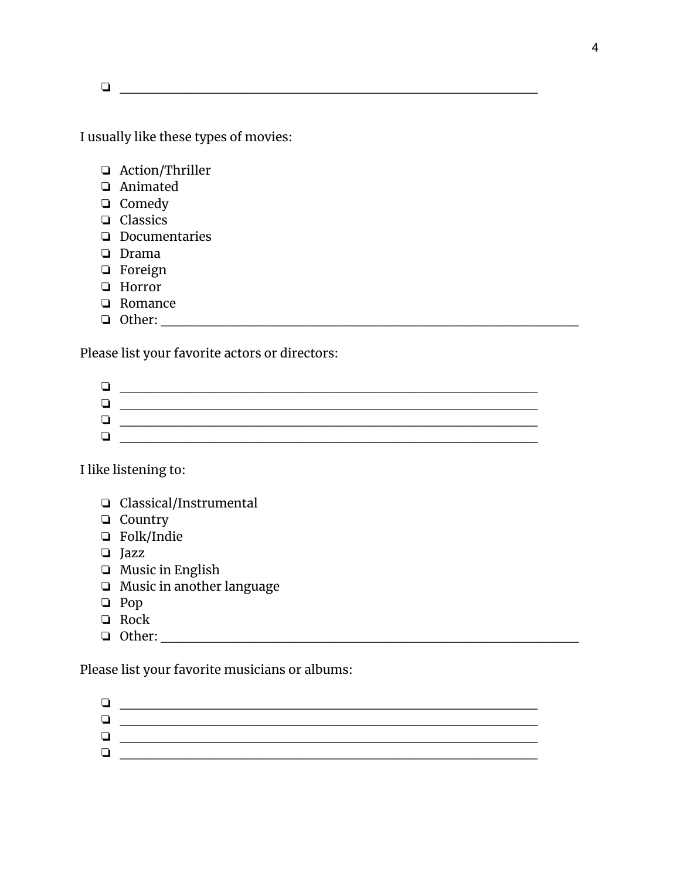- [ ] ________________________________________________________________

I usually like these types of movies:

- [ ] Action/Thriller
- [ ] Animated
- [ ] Comedy
- [ ] Classics
- [ ] Documentaries
- [ ] Drama
- [ ] Foreign
- [ ] Horror
- [ ] Romance
- [ ] Other: ________________________________________________________________

Please list your favorite actors or directors:

- [ ] ________________________________________________________________
- [ ] ________________________________________________________________
- [ ] ________________________________________________________________
- [ ] ________________________________________________________________

I like listening to:

- [ ] Classical/Instrumental
- [ ] Country
- [ ] Folk/Indie
- [ ] Jazz
- [ ] Music in English
- [ ] Music in another language
- [ ] Pop
- [ ] Rock
- [ ] Other: ________________________________________________________________

Please list your favorite musicians or albums:

- [ ] ________________________________________________________________
- [ ] ________________________________________________________________
- [ ] ________________________________________________________________
- [ ] ________________________________________________________________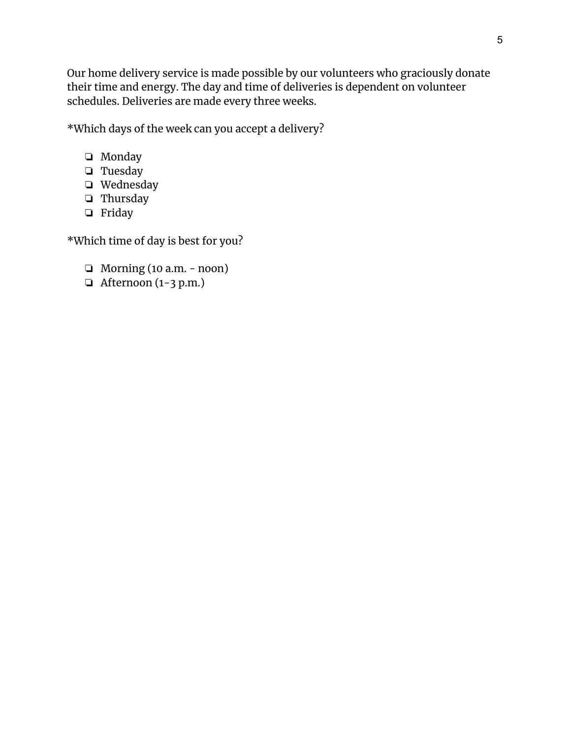Our home delivery service is made possible by our volunteers who graciously donate their time and energy. The day and time of deliveries is dependent on volunteer schedules. Deliveries are made every three weeks.

*Which days of the week can you accept a delivery?

- [ ] Monday
- [ ] Tuesday
- [ ] Wednesday
- [ ] Thursday
- [ ] Friday

*Which time of day is best for you?

- [ ] Morning (10 a.m. - noon)
- [ ] Afternoon (1-3 p.m.)